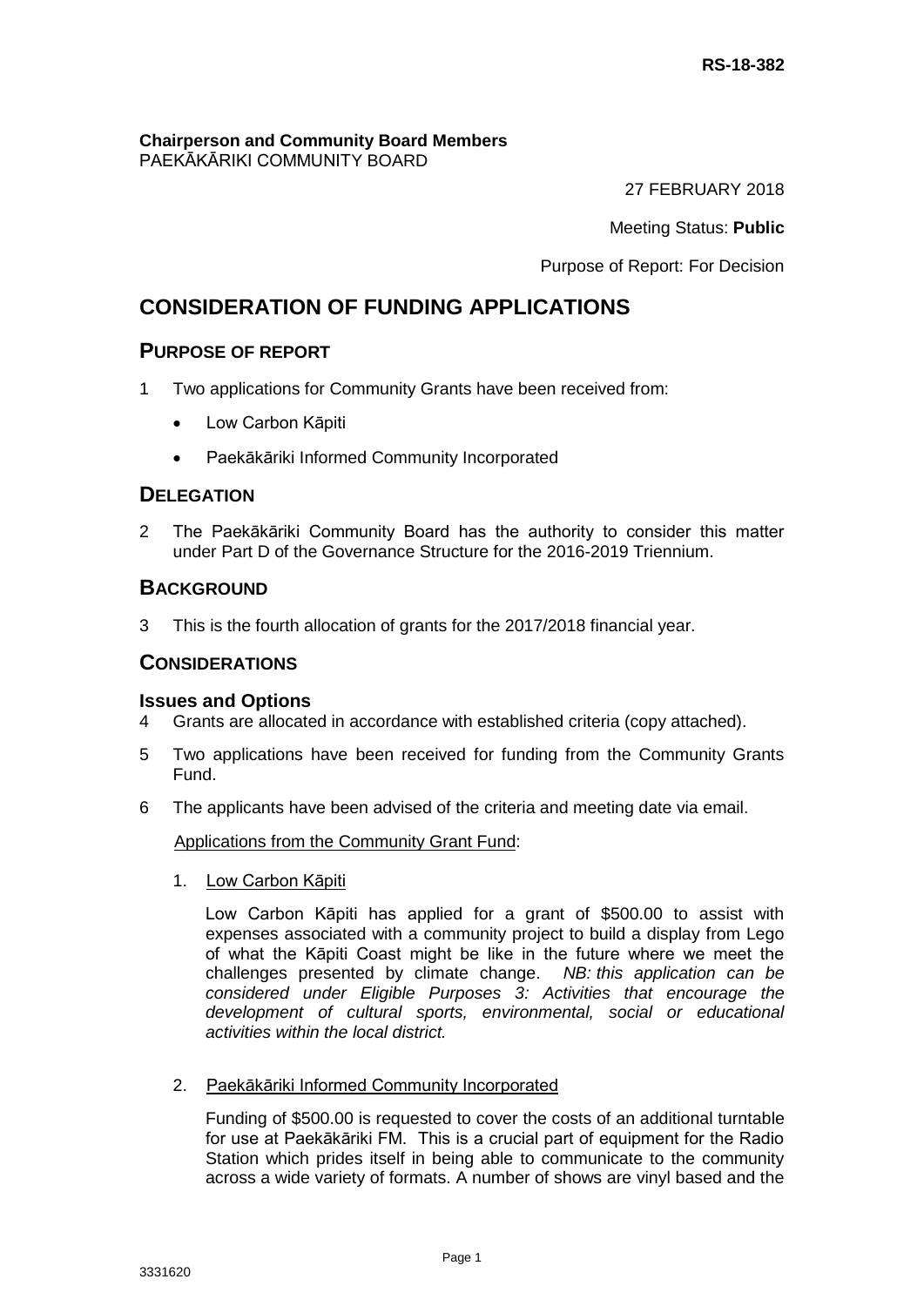RS-18-382

**Chairperson and Community Board Members**
PAEKĀKĀRIKI COMMUNITY BOARD

27 FEBRUARY 2018

Meeting Status: **Public**

Purpose of Report: For Decision

# CONSIDERATION OF FUNDING APPLICATIONS

## PURPOSE OF REPORT

1 Two applications for Community Grants have been received from:

- Low Carbon Kāpiti
- Paekākāriki Informed Community Incorporated

## DELEGATION

2 The Paekākāriki Community Board has the authority to consider this matter under Part D of the Governance Structure for the 2016-2019 Triennium.

## BACKGROUND

3 This is the fourth allocation of grants for the 2017/2018 financial year.

## CONSIDERATIONS

### Issues and Options

4 Grants are allocated in accordance with established criteria (copy attached).

5 Two applications have been received for funding from the Community Grants Fund.

6 The applicants have been advised of the criteria and meeting date via email.

Applications from the Community Grant Fund:

1. Low Carbon Kāpiti

   Low Carbon Kāpiti has applied for a grant of $500.00 to assist with expenses associated with a community project to build a display from Lego of what the Kāpiti Coast might be like in the future where we meet the challenges presented by climate change. *NB: this application can be considered under Eligible Purposes 3: Activities that encourage the development of cultural sports, environmental, social or educational activities within the local district.*

2. Paekākāriki Informed Community Incorporated

   Funding of $500.00 is requested to cover the costs of an additional turntable for use at Paekākāriki FM. This is a crucial part of equipment for the Radio Station which prides itself in being able to communicate to the community across a wide variety of formats. A number of shows are vinyl based and the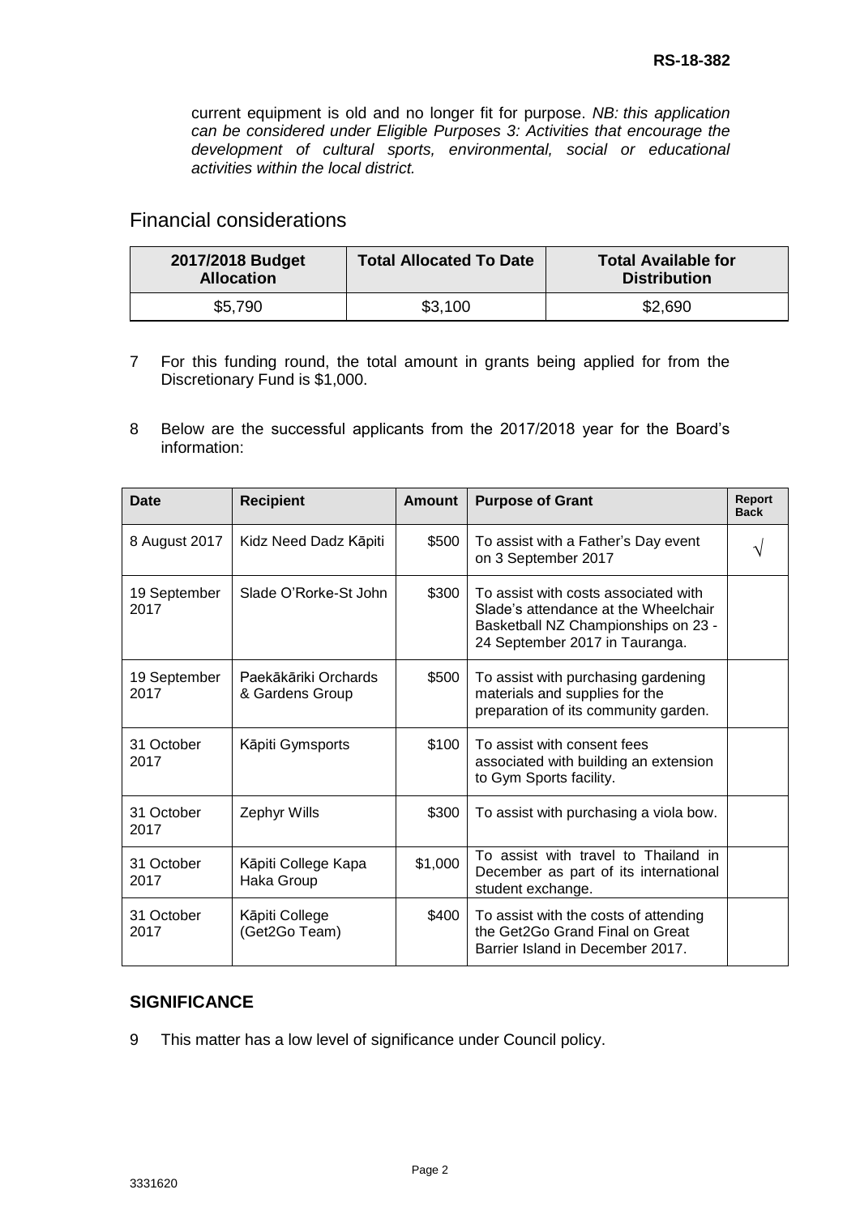current equipment is old and no longer fit for purpose. *NB: this application can be considered under Eligible Purposes 3: Activities that encourage the development of cultural sports, environmental, social or educational activities within the local district.*

## Financial considerations

| 2017/2018 Budget Allocation | Total Allocated To Date | Total Available for Distribution |
|---|---|---|
| $5,790 | $3,100 | $2,690 |

7 For this funding round, the total amount in grants being applied for from the Discretionary Fund is $1,000.

8 Below are the successful applicants from the 2017/2018 year for the Board's information:

| Date | Recipient | Amount | Purpose of Grant | Report Back |
|---|---|---|---|---|
| 8 August 2017 | Kidz Need Dadz Kāpiti | $500 | To assist with a Father's Day event on 3 September 2017 | √ |
| 19 September 2017 | Slade O'Rorke-St John | $300 | To assist with costs associated with Slade's attendance at the Wheelchair Basketball NZ Championships on 23 - 24 September 2017 in Tauranga. | |
| 19 September 2017 | Paekākāriki Orchards & Gardens Group | $500 | To assist with purchasing gardening materials and supplies for the preparation of its community garden. | |
| 31 October 2017 | Kāpiti Gymsports | $100 | To assist with consent fees associated with building an extension to Gym Sports facility. | |
| 31 October 2017 | Zephyr Wills | $300 | To assist with purchasing a viola bow. | |
| 31 October 2017 | Kāpiti College Kapa Haka Group | $1,000 | To assist with travel to Thailand in December as part of its international student exchange. | |
| 31 October 2017 | Kāpiti College (Get2Go Team) | $400 | To assist with the costs of attending the Get2Go Grand Final on Great Barrier Island in December 2017. | |

### SIGNIFICANCE

9 This matter has a low level of significance under Council policy.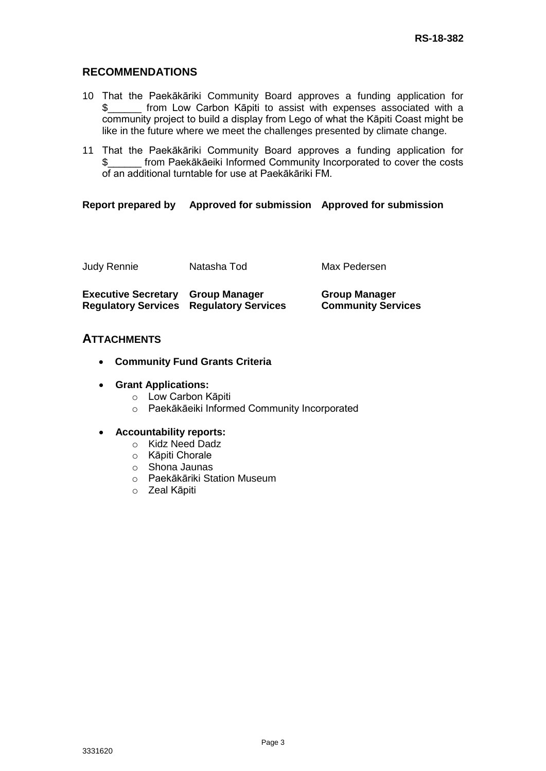## RECOMMENDATIONS

10 That the Paekākāriki Community Board approves a funding application for $______ from Low Carbon Kāpiti to assist with expenses associated with a community project to build a display from Lego of what the Kāpiti Coast might be like in the future where we meet the challenges presented by climate change.

11 That the Paekākāriki Community Board approves a funding application for $______ from Paekākāeiki Informed Community Incorporated to cover the costs of an additional turntable for use at Paekākāriki FM.

| Report prepared by | Approved for submission | Approved for submission |
|---|---|---|
| Judy Rennie | Natasha Tod | Max Pedersen |
| **Executive Secretary Regulatory Services** | **Group Manager Regulatory Services** | **Group Manager Community Services** |

## ATTACHMENTS

- **Community Fund Grants Criteria**
- **Grant Applications:**
  - Low Carbon Kāpiti
  - Paekākāeiki Informed Community Incorporated
- **Accountability reports:**
  - Kidz Need Dadz
  - Kāpiti Chorale
  - Shona Jaunas
  - Paekākāriki Station Museum
  - Zeal Kāpiti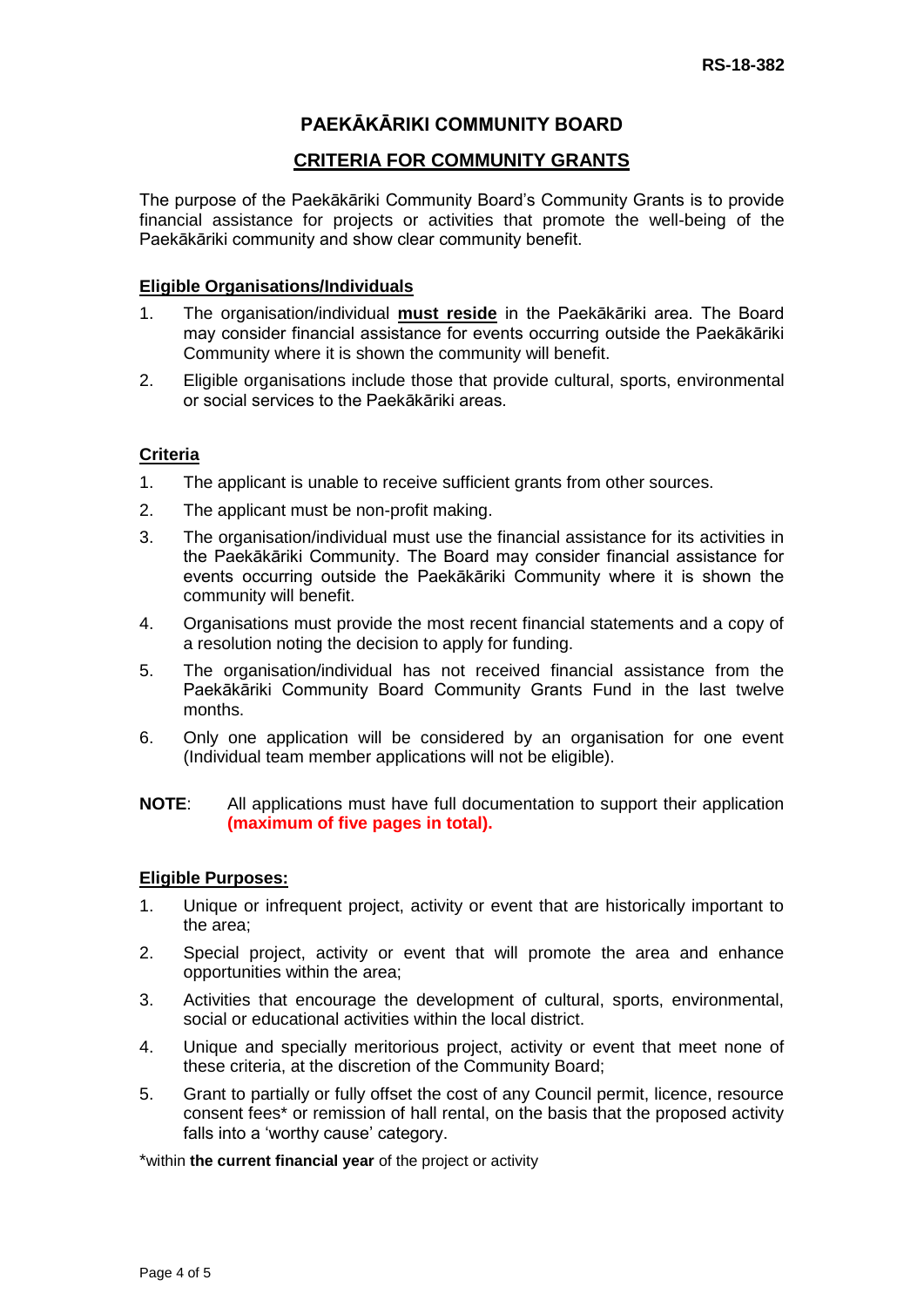RS-18-382

# PAEKĀKĀRIKI COMMUNITY BOARD

## CRITERIA FOR COMMUNITY GRANTS

The purpose of the Paekākāriki Community Board's Community Grants is to provide financial assistance for projects or activities that promote the well-being of the Paekākāriki community and show clear community benefit.

### Eligible Organisations/Individuals

1. The organisation/individual **must reside** in the Paekākāriki area. The Board may consider financial assistance for events occurring outside the Paekākāriki Community where it is shown the community will benefit.
2. Eligible organisations include those that provide cultural, sports, environmental or social services to the Paekākāriki areas.

### Criteria

1. The applicant is unable to receive sufficient grants from other sources.
2. The applicant must be non-profit making.
3. The organisation/individual must use the financial assistance for its activities in the Paekākāriki Community. The Board may consider financial assistance for events occurring outside the Paekākāriki Community where it is shown the community will benefit.
4. Organisations must provide the most recent financial statements and a copy of a resolution noting the decision to apply for funding.
5. The organisation/individual has not received financial assistance from the Paekākāriki Community Board Community Grants Fund in the last twelve months.
6. Only one application will be considered by an organisation for one event (Individual team member applications will not be eligible).

**NOTE**: All applications must have full documentation to support their application **(maximum of five pages in total).**

### Eligible Purposes:

1. Unique or infrequent project, activity or event that are historically important to the area;
2. Special project, activity or event that will promote the area and enhance opportunities within the area;
3. Activities that encourage the development of cultural, sports, environmental, social or educational activities within the local district.
4. Unique and specially meritorious project, activity or event that meet none of these criteria, at the discretion of the Community Board;
5. Grant to partially or fully offset the cost of any Council permit, licence, resource consent fees* or remission of hall rental, on the basis that the proposed activity falls into a 'worthy cause' category.

*within **the current financial year** of the project or activity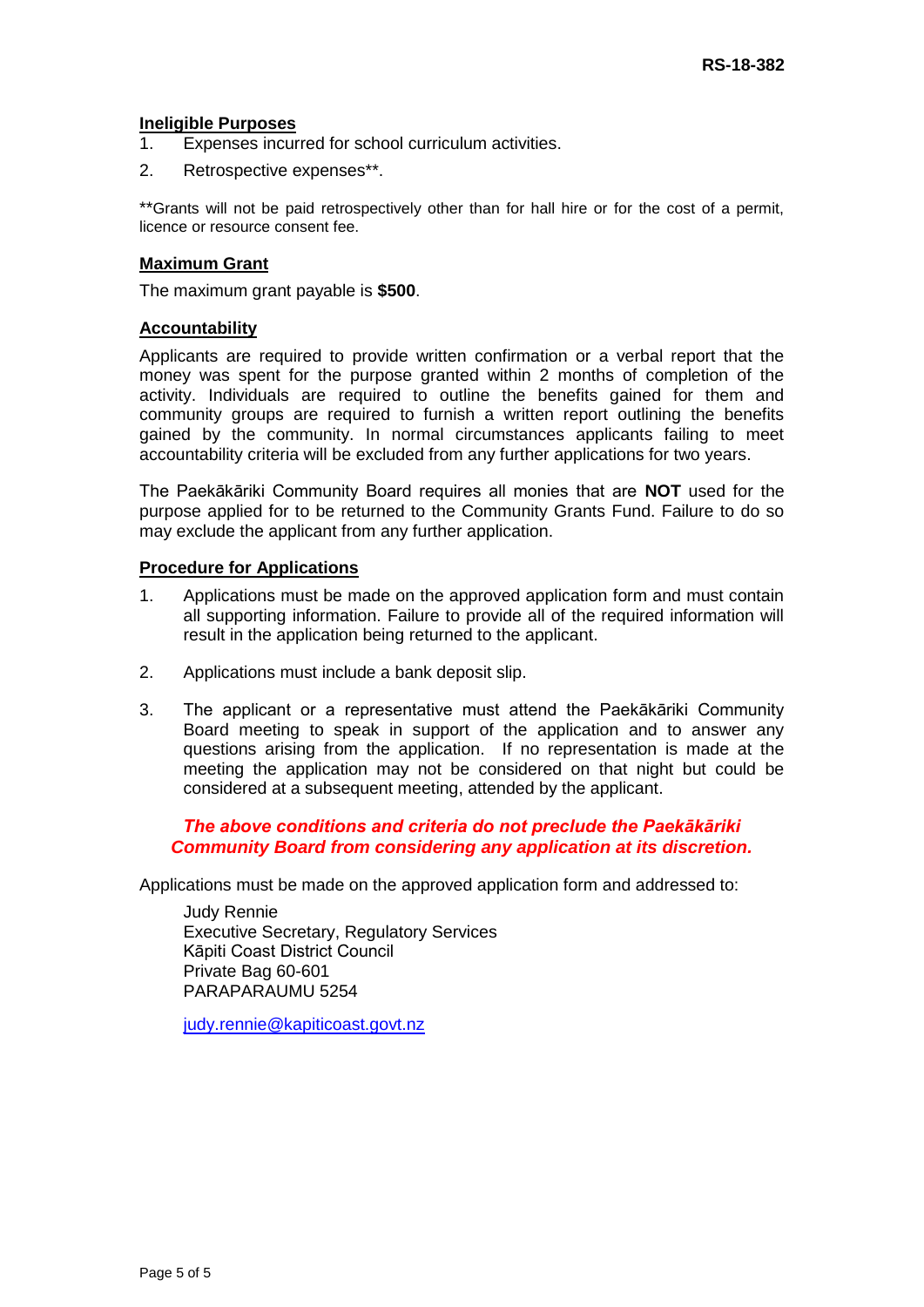### Ineligible Purposes

1. Expenses incurred for school curriculum activities.
2. Retrospective expenses**.

**Grants will not be paid retrospectively other than for hall hire or for the cost of a permit, licence or resource consent fee.

### Maximum Grant

The maximum grant payable is **$500**.

### Accountability

Applicants are required to provide written confirmation or a verbal report that the money was spent for the purpose granted within 2 months of completion of the activity. Individuals are required to outline the benefits gained for them and community groups are required to furnish a written report outlining the benefits gained by the community. In normal circumstances applicants failing to meet accountability criteria will be excluded from any further applications for two years.

The Paekākāriki Community Board requires all monies that are **NOT** used for the purpose applied for to be returned to the Community Grants Fund. Failure to do so may exclude the applicant from any further application.

### Procedure for Applications

1. Applications must be made on the approved application form and must contain all supporting information. Failure to provide all of the required information will result in the application being returned to the applicant.
2. Applications must include a bank deposit slip.
3. The applicant or a representative must attend the Paekākāriki Community Board meeting to speak in support of the application and to answer any questions arising from the application. If no representation is made at the meeting the application may not be considered on that night but could be considered at a subsequent meeting, attended by the applicant.

***The above conditions and criteria do not preclude the Paekākāriki Community Board from considering any application at its discretion.***

Applications must be made on the approved application form and addressed to:

Judy Rennie
Executive Secretary, Regulatory Services
Kāpiti Coast District Council
Private Bag 60-601
PARAPARAUMU 5254

judy.rennie@kapiticoast.govt.nz